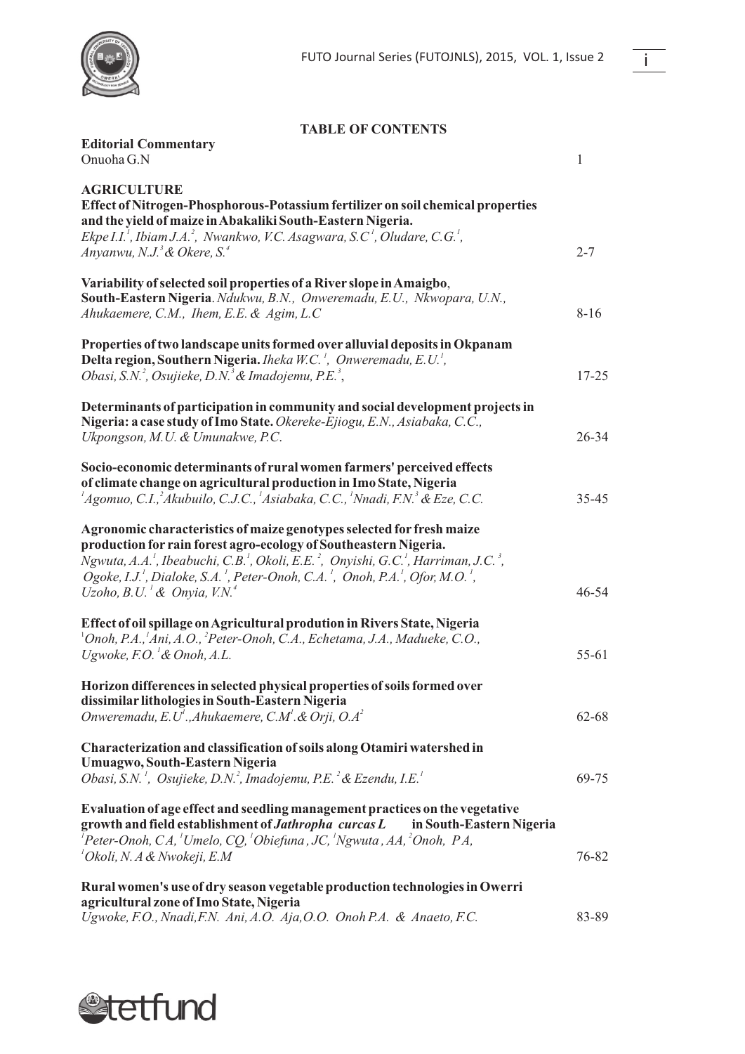## TABLE OF CONTENTS

**Editorial Commentary**
Onuoha G.N — 1

### AGRICULTURE

**Effect of Nitrogen-Phosphorous-Potassium fertilizer on soil chemical properties and the yield of maize in Abakaliki South-Eastern Nigeria.**
*Ekpe I.I.[1], Ibiam J.A.[2], Nwankwo, V.C. Asagwara, S.C[1], Oludare, C.G.[1], Anyanwu, N.J.[3] & Okere, S.[4]* — 2-7

**Variability of selected soil properties of a River slope in Amaigbo, South-Eastern Nigeria**. *Ndukwu, B.N., Onweremadu, E.U., Nkwopara, U.N., Ahukaemere, C.M., Ihem, E.E. & Agim, L.C* — 8-16

**Properties of two landscape units formed over alluvial deposits in Okpanam Delta region, Southern Nigeria.** *Iheka W.C.[1], Onweremadu, E.U.[1], Obasi, S.N.[2], Osujieke, D.N.[3] & Imadojemu, P.E.[3],* — 17-25

**Determinants of participation in community and social development projects in Nigeria: a case study of Imo State.** *Okereke-Ejiogu, E.N., Asiabaka, C.C., Ukpongson, M.U. & Umunakwe, P.C.* — 26-34

**Socio-economic determinants of rural women farmers' perceived effects of climate change on agricultural production in Imo State, Nigeria**
*[1]Agomuo, C.I., [2]Akubuilo, C.J.C., [1]Asiabaka, C.C., [1]Nnadi, F.N.[3] & Eze, C.C.* — 35-45

**Agronomic characteristics of maize genotypes selected for fresh maize production for rain forest agro-ecology of Southeastern Nigeria.**
*Ngwuta, A.A.[1], Ibeabuchi, C.B.[1], Okoli, E.E.[2], Onyishi, G.C.[1], Harriman, J.C.[3], Ogoke, I.J.[1], Dialoke, S.A.[1], Peter-Onoh, C.A.[1], Onoh, P.A.[1], Ofor, M.O.[1], Uzoho, B.U.[1] & Onyia, V.N.[4]* — 46-54

**Effect of oil spillage on Agricultural prodution in Rivers State, Nigeria**
*[1]Onoh, P.A., [1]Ani, A.O., [2]Peter-Onoh, C.A., Echetama, J.A., Madueke, C.O., Ugwoke, F.O.[1] & Onoh, A.L.* — 55-61

**Horizon differences in selected physical properties of soils formed over dissimilar lithologies in South-Eastern Nigeria**
*Onweremadu, E.U[1]., Ahukaemere, C.M[1]. & Orji, O.A[2]* — 62-68

**Characterization and classification of soils along Otamiri watershed in Umuagwo, South-Eastern Nigeria**
*Obasi, S.N.[1], Osujieke, D.N.[2], Imadojemu, P.E.[2] & Ezendu, I.E.[1]* — 69-75

**Evaluation of age effect and seedling management practices on the vegetative growth and field establishment of *Jathropha curcas L* in South-Eastern Nigeria**
*[1]Peter-Onoh, CA, [1]Umelo, CQ, [1]Obiefuna, JC, [1]Ngwuta, AA, [2]Onoh, PA, [1]Okoli, N. A & Nwokeji, E.M* — 76-82

**Rural women's use of dry season vegetable production technologies in Owerri agricultural zone of Imo State, Nigeria**
*Ugwoke, F.O., Nnadi, F.N. Ani, A.O. Aja, O.O. Onoh P.A. & Anaeto, F.C.* — 83-89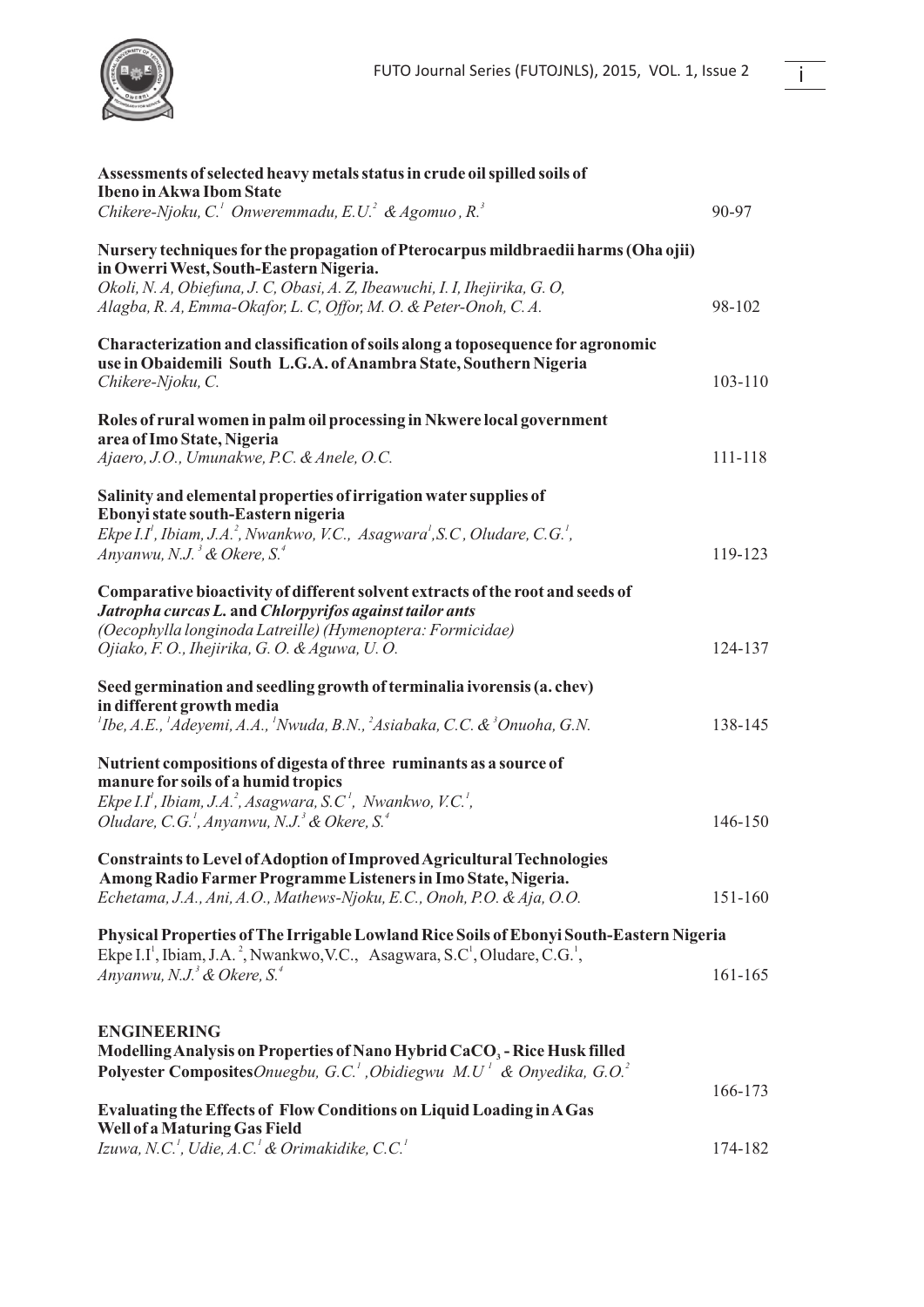**Assessments of selected heavy metals status in crude oil spilled soils of Ibeno in Akwa Ibom State**
*Chikere-Njoku, C.[1] Onweremmadu, E.U.[2] & Agomuo, R.[3]* — 90-97

**Nursery techniques for the propagation of Pterocarpus mildbraedii harms (Oha ojii) in Owerri West, South-Eastern Nigeria.**
*Okoli, N. A, Obiefuna, J. C, Obasi, A. Z, Ibeawuchi, I. I, Ihejirika, G. O, Alagba, R. A, Emma-Okafor, L. C, Offor, M. O. & Peter-Onoh, C. A.* — 98-102

**Characterization and classification of soils along a toposequence for agronomic use in Obaidemili South L.G.A. of Anambra State, Southern Nigeria**
*Chikere-Njoku, C.* — 103-110

**Roles of rural women in palm oil processing in Nkwere local government area of Imo State, Nigeria**
*Ajaero, J.O., Umunakwe, P.C. & Anele, O.C.* — 111-118

**Salinity and elemental properties of irrigation water supplies of Ebonyi state south-Eastern nigeria**
*Ekpe I.I[1], Ibiam, J.A.[2], Nwankwo, V.C., Asagwara[1],S.C, Oludare, C.G.[1], Anyanwu, N.J.[3] & Okere, S.[4]* — 119-123

**Comparative bioactivity of different solvent extracts of the root and seeds of *Jatropha curcas L.* and *Chlorpyrifos against tailor ants (Oecophylla longinoda Latreille) (Hymenoptera: Formicidae)***
*Ojiako, F. O., Ihejirika, G. O. & Aguwa, U. O.* — 124-137

**Seed germination and seedling growth of terminalia ivorensis (a. chev) in different growth media**
*[1]Ibe, A.E., [1]Adeyemi, A.A., [1]Nwuda, B.N., [2]Asiabaka, C.C. & [3]Onuoha, G.N.* — 138-145

**Nutrient compositions of digesta of three ruminants as a source of manure for soils of a humid tropics**
*Ekpe I.I[1], Ibiam, J.A.[2], Asagwara, S.C[1], Nwankwo, V.C.[1], Oludare, C.G.[1], Anyanwu, N.J.[3] & Okere, S.[4]* — 146-150

**Constraints to Level of Adoption of Improved Agricultural Technologies Among Radio Farmer Programme Listeners in Imo State, Nigeria.**
*Echetama, J.A., Ani, A.O., Mathews-Njoku, E.C., Onoh, P.O. & Aja, O.O.* — 151-160

**Physical Properties of The Irrigable Lowland Rice Soils of Ebonyi South-Eastern Nigeria**
Ekpe I.I[1], Ibiam, J.A.[2], Nwankwo,V.C., Asagwara, S.C[1], Oludare, C.G.[1], *Anyanwu, N.J.[3] & Okere, S.[4]* — 161-165

## ENGINEERING

**Modelling Analysis on Properties of Nano Hybrid $CaCO_3$ - Rice Husk filled Polyester Composites** *Onuegbu, G.C.[1], Obidiegwu M.U[1] & Onyedika, G.O.[2]* — 166-173

**Evaluating the Effects of Flow Conditions on Liquid Loading in A Gas Well of a Maturing Gas Field**
*Izuwa, N.C.[1], Udie, A.C.[1] & Orimakidike, C.C.[1]* — 174-182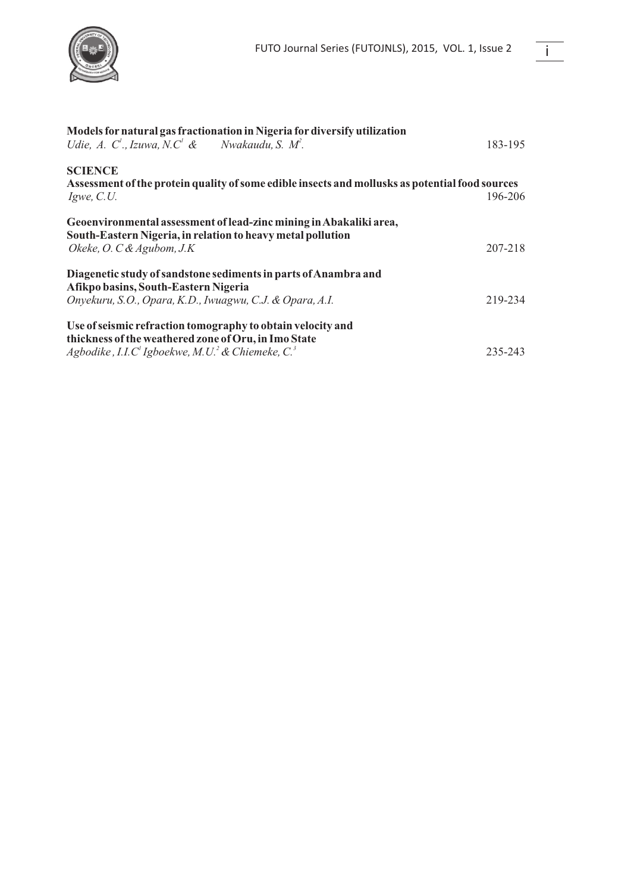**Models for natural gas fractionation in Nigeria for diversify utilization**
*Udie, A. C[1]., Izuwa, N.C[1] & Nwakaudu, S. M[2].* 183-195

**SCIENCE**

**Assessment of the protein quality of some edible insects and mollusks as potential food sources**
*Igwe, C.U.* 196-206

**Geoenvironmental assessment of lead-zinc mining in Abakaliki area, South-Eastern Nigeria, in relation to heavy metal pollution**
*Okeke, O. C & Agubom, J.K* 207-218

**Diagenetic study of sandstone sediments in parts of Anambra and Afikpo basins, South-Eastern Nigeria**
*Onyekuru, S.O., Opara, K.D., Iwuagwu, C.J. & Opara, A.I.* 219-234

**Use of seismic refraction tomography to obtain velocity and thickness of the weathered zone of Oru, in Imo State**
*Agbodike, I.I.C[1] Igboekwe, M.U.[2] & Chiemeke, C.[3]* 235-243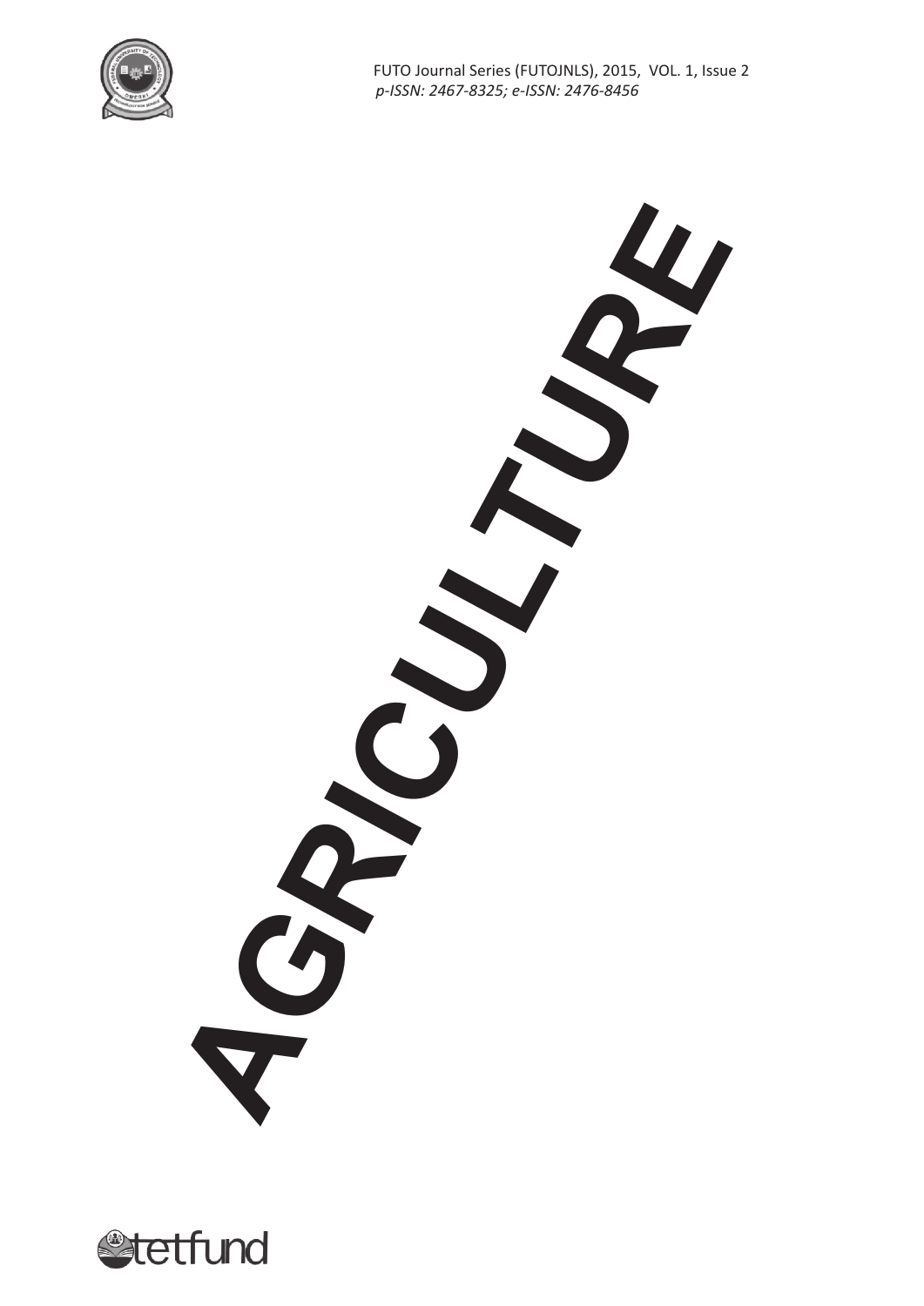# AGRICULTURE

tetfund